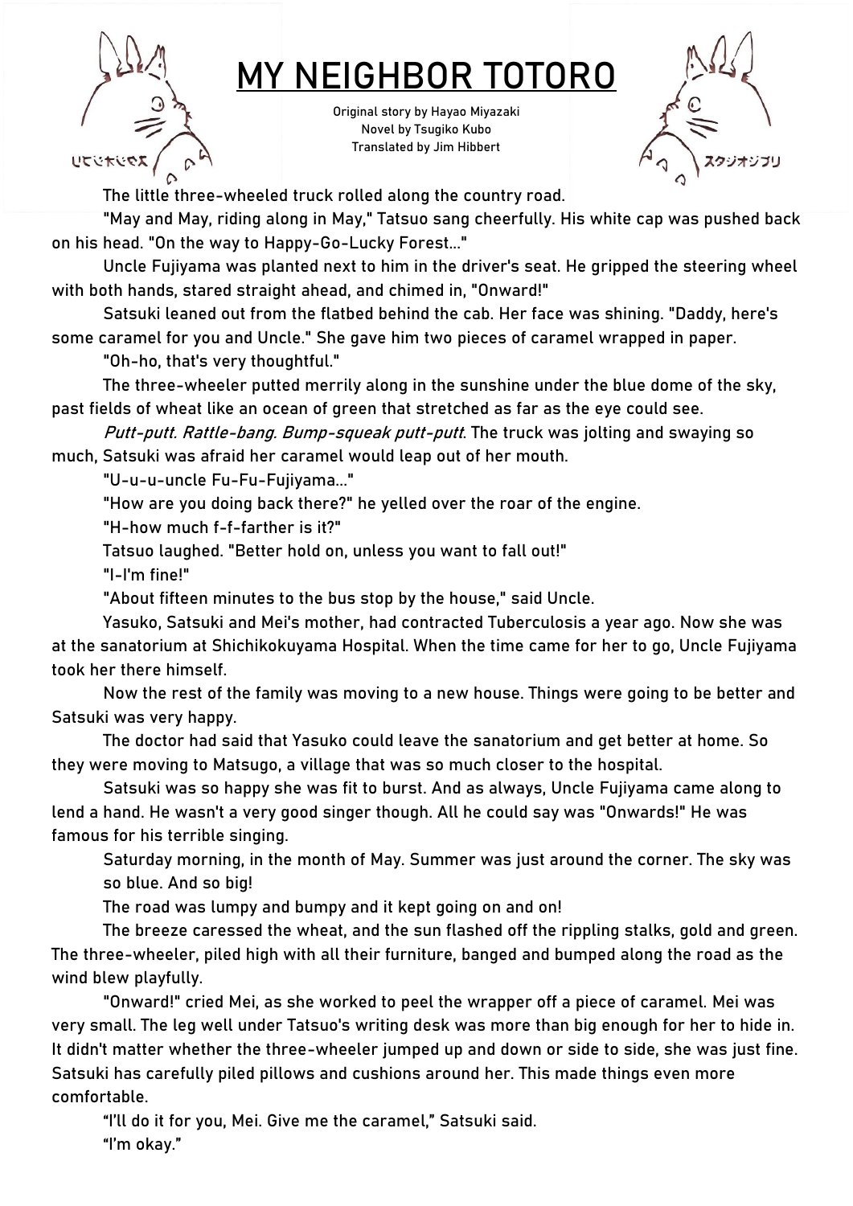# MY NEIGHBOR TOTORO

Original story by Hayao Miyazaki
Novel by Tsugiko Kubo
Translated by Jim Hibbert

The little three-wheeled truck rolled along the country road.

"May and May, riding along in May," Tatsuo sang cheerfully. His white cap was pushed back on his head. "On the way to Happy-Go-Lucky Forest..."

Uncle Fujiyama was planted next to him in the driver's seat. He gripped the steering wheel with both hands, stared straight ahead, and chimed in, "Onward!"

Satsuki leaned out from the flatbed behind the cab. Her face was shining. "Daddy, here's some caramel for you and Uncle." She gave him two pieces of caramel wrapped in paper.

"Oh-ho, that's very thoughtful."

The three-wheeler putted merrily along in the sunshine under the blue dome of the sky, past fields of wheat like an ocean of green that stretched as far as the eye could see.

*Putt-putt. Rattle-bang. Bump-squeak putt-putt.* The truck was jolting and swaying so much, Satsuki was afraid her caramel would leap out of her mouth.

"U-u-u-uncle Fu-Fu-Fujiyama..."

"How are you doing back there?" he yelled over the roar of the engine.

"H-how much f-f-farther is it?"

Tatsuo laughed. "Better hold on, unless you want to fall out!"

"I-I'm fine!"

"About fifteen minutes to the bus stop by the house," said Uncle.

Yasuko, Satsuki and Mei's mother, had contracted Tuberculosis a year ago. Now she was at the sanatorium at Shichikokuyama Hospital. When the time came for her to go, Uncle Fujiyama took her there himself.

Now the rest of the family was moving to a new house. Things were going to be better and Satsuki was very happy.

The doctor had said that Yasuko could leave the sanatorium and get better at home. So they were moving to Matsugo, a village that was so much closer to the hospital.

Satsuki was so happy she was fit to burst. And as always, Uncle Fujiyama came along to lend a hand. He wasn't a very good singer though. All he could say was "Onwards!" He was famous for his terrible singing.

Saturday morning, in the month of May. Summer was just around the corner. The sky was so blue. And so big!

The road was lumpy and bumpy and it kept going on and on!

The breeze caressed the wheat, and the sun flashed off the rippling stalks, gold and green. The three-wheeler, piled high with all their furniture, banged and bumped along the road as the wind blew playfully.

"Onward!" cried Mei, as she worked to peel the wrapper off a piece of caramel. Mei was very small. The leg well under Tatsuo's writing desk was more than big enough for her to hide in. It didn't matter whether the three-wheeler jumped up and down or side to side, she was just fine. Satsuki has carefully piled pillows and cushions around her. This made things even more comfortable.

"I'll do it for you, Mei. Give me the caramel," Satsuki said.

"I'm okay."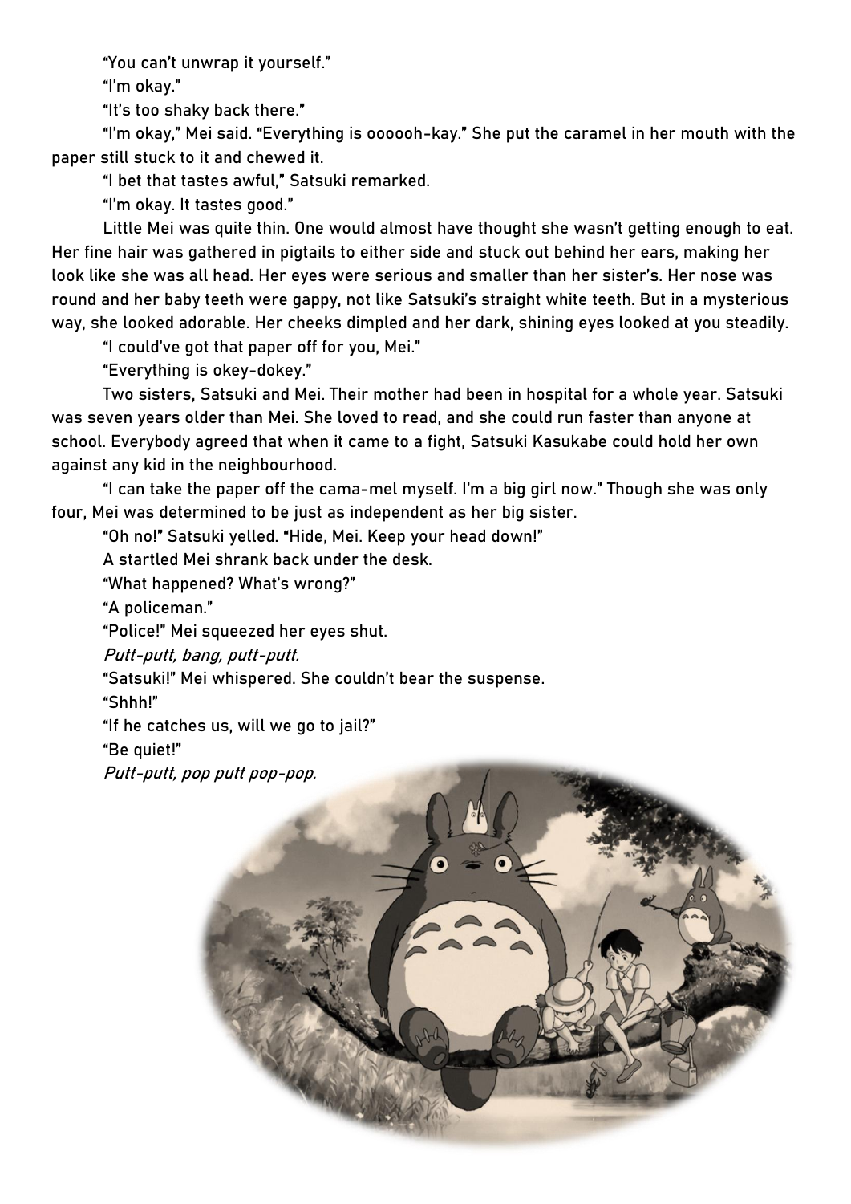"You can't unwrap it yourself."

"I'm okay."

"It's too shaky back there."

"I'm okay," Mei said. "Everything is oooooh-kay." She put the caramel in her mouth with the paper still stuck to it and chewed it.

"I bet that tastes awful," Satsuki remarked.

"I'm okay. It tastes good."

Little Mei was quite thin. One would almost have thought she wasn't getting enough to eat. Her fine hair was gathered in pigtails to either side and stuck out behind her ears, making her look like she was all head. Her eyes were serious and smaller than her sister's. Her nose was round and her baby teeth were gappy, not like Satsuki's straight white teeth. But in a mysterious way, she looked adorable. Her cheeks dimpled and her dark, shining eyes looked at you steadily.

"I could've got that paper off for you, Mei."

"Everything is okey-dokey."

Two sisters, Satsuki and Mei. Their mother had been in hospital for a whole year. Satsuki was seven years older than Mei. She loved to read, and she could run faster than anyone at school. Everybody agreed that when it came to a fight, Satsuki Kasukabe could hold her own against any kid in the neighbourhood.

"I can take the paper off the cama-mel myself. I'm a big girl now." Though she was only four, Mei was determined to be just as independent as her big sister.

"Oh no!" Satsuki yelled. "Hide, Mei. Keep your head down!"

A startled Mei shrank back under the desk.

"What happened? What's wrong?"

"A policeman."

"Police!" Mei squeezed her eyes shut.

*Putt-putt, bang, putt-putt.*

"Satsuki!" Mei whispered. She couldn't bear the suspense.

"Shhh!"

"If he catches us, will we go to jail?"

"Be quiet!"

*Putt-putt, pop putt pop-pop.*